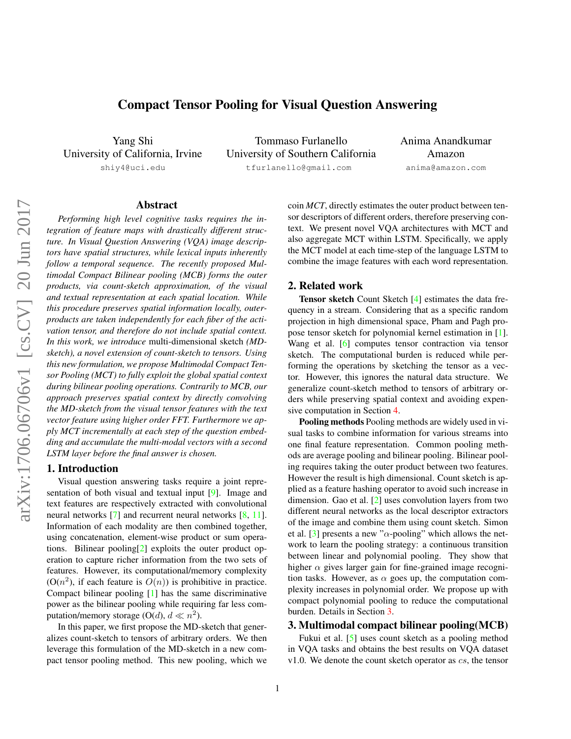# Compact Tensor Pooling for Visual Question Answering

Yang Shi
University of California, Irvine
shiy4@uci.edu

Tommaso Furlanello
University of Southern California
tfurlanello@gmail.com

Anima Anandkumar
Amazon
anima@amazon.com

## Abstract

*Performing high level cognitive tasks requires the integration of feature maps with drastically different structure. In Visual Question Answering (VQA) image descriptors have spatial structures, while lexical inputs inherently follow a temporal sequence. The recently proposed Multimodal Compact Bilinear pooling (MCB) forms the outer products, via count-sketch approximation, of the visual and textual representation at each spatial location. While this procedure preserves spatial information locally, outer-products are taken independently for each fiber of the activation tensor, and therefore do not include spatial context. In this work, we introduce* multi-dimensional sketch *(MD-sketch), a novel extension of count-sketch to tensors. Using this new formulation, we propose Multimodal Compact Tensor Pooling (MCT) to fully exploit the global spatial context during bilinear pooling operations. Contrarily to MCB, our approach preserves spatial context by directly convolving the MD-sketch from the visual tensor features with the text vector feature using higher order FFT. Furthermore we apply MCT incrementally at each step of the question embedding and accumulate the multi-modal vectors with a second LSTM layer before the final answer is chosen.*

## 1. Introduction

Visual question answering tasks require a joint representation of both visual and textual input [9]. Image and text features are respectively extracted with convolutional neural networks [7] and recurrent neural networks [8, 11]. Information of each modality are then combined together, using concatenation, element-wise product or sum operations. Bilinear pooling[2] exploits the outer product operation to capture richer information from the two sets of features. However, its computational/memory complexity (O($n^2$), if each feature is $O(n)$) is prohibitive in practice. Compact bilinear pooling [1] has the same discriminative power as the bilinear pooling while requiring far less computation/memory storage (O($d$), $d \ll n^2$).

In this paper, we first propose the MD-sketch that generalizes count-sketch to tensors of arbitrary orders. We then leverage this formulation of the MD-sketch in a new compact tensor pooling method. This new pooling, which we coin *MCT*, directly estimates the outer product between tensor descriptors of different orders, therefore preserving context. We present novel VQA architectures with MCT and also aggregate MCT within LSTM. Specifically, we apply the MCT model at each time-step of the language LSTM to combine the image features with each word representation.

## 2. Related work

**Tensor sketch** Count Sketch [4] estimates the data frequency in a stream. Considering that as a specific random projection in high dimensional space, Pham and Pagh propose tensor sketch for polynomial kernel estimation in [1]. Wang et al. [6] computes tensor contraction via tensor sketch. The computational burden is reduced while performing the operations by sketching the tensor as a vector. However, this ignores the natural data structure. We generalize count-sketch method to tensors of arbitrary orders while preserving spatial context and avoiding expensive computation in Section 4.

**Pooling methods** Pooling methods are widely used in visual tasks to combine information for various streams into one final feature representation. Common pooling methods are average pooling and bilinear pooling. Bilinear pooling requires taking the outer product between two features. However the result is high dimensional. Count sketch is applied as a feature hashing operator to avoid such increase in dimension. Gao et al. [2] uses convolution layers from two different neural networks as the local descriptor extractors of the image and combine them using count sketch. Simon et al. [3] presents a new "$\alpha$-pooling" which allows the network to learn the pooling strategy: a continuous transition between linear and polynomial pooling. They show that higher $\alpha$ gives larger gain for fine-grained image recognition tasks. However, as $\alpha$ goes up, the computation complexity increases in polynomial order. We propose up with compact polynomial pooling to reduce the computational burden. Details in Section 3.

## 3. Multimodal compact bilinear pooling(MCB)

Fukui et al. [5] uses count sketch as a pooling method in VQA tasks and obtains the best results on VQA dataset v1.0. We denote the count sketch operator as $cs$, the tensor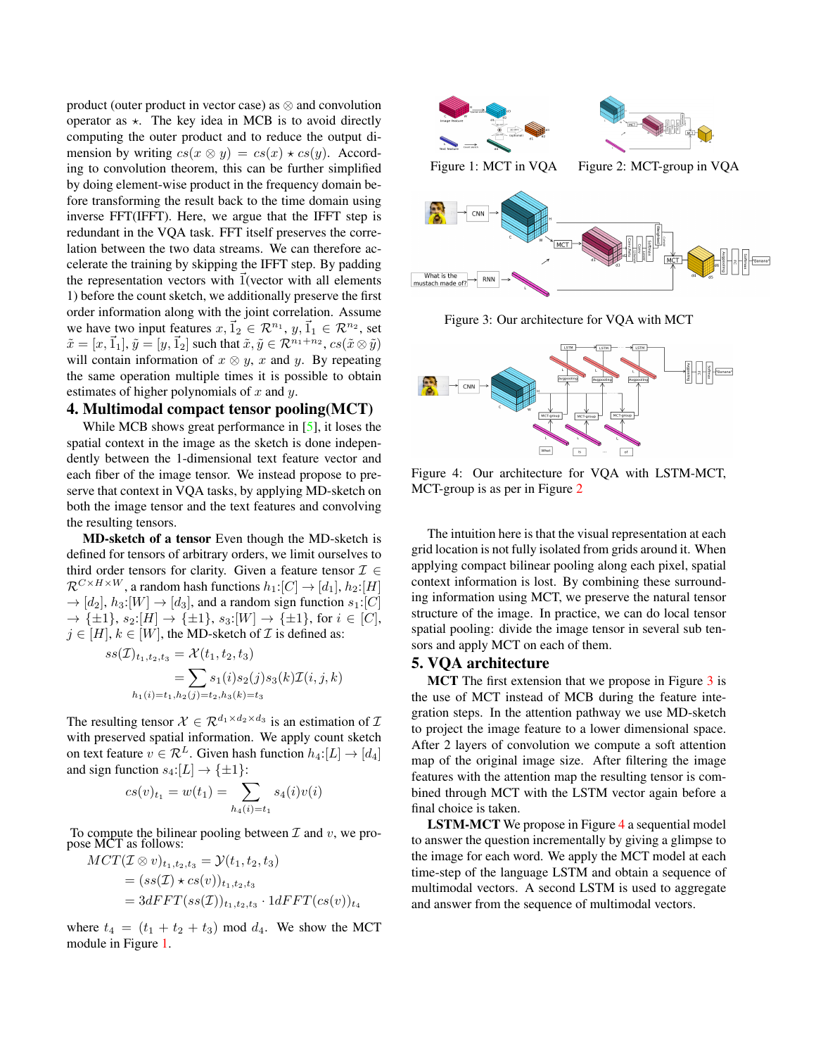product (outer product in vector case) as $\otimes$ and convolution operator as $\star$. The key idea in MCB is to avoid directly computing the outer product and to reduce the output dimension by writing $cs(x \otimes y) = cs(x) \star cs(y)$. According to convolution theorem, this can be further simplified by doing element-wise product in the frequency domain before transforming the result back to the time domain using inverse FFT(IFFT). Here, we argue that the IFFT step is redundant in the VQA task. FFT itself preserves the correlation between the two data streams. We can therefore accelerate the training by skipping the IFFT step. By padding the representation vectors with $\vec{1}$(vector with all elements 1) before the count sketch, we additionally preserve the first order information along with the joint correlation. Assume we have two input features $x, \vec{1}_2 \in \mathcal{R}^{n_1}$, $y, \vec{1}_1 \in \mathcal{R}^{n_2}$, set $\tilde{x} = [x, \vec{1}_1]$, $\tilde{y} = [y, \vec{1}_2]$ such that $\tilde{x}, \tilde{y} \in \mathcal{R}^{n_1+n_2}$, $cs(\tilde{x} \otimes \tilde{y})$ will contain information of $x \otimes y$, $x$ and $y$. By repeating the same operation multiple times it is possible to obtain estimates of higher polynomials of $x$ and $y$.

## 4. Multimodal compact tensor pooling(MCT)

While MCB shows great performance in [5], it loses the spatial context in the image as the sketch is done independently between the 1-dimensional text feature vector and each fiber of the image tensor. We instead propose to preserve that context in VQA tasks, by applying MD-sketch on both the image tensor and the text features and convolving the resulting tensors.

**MD-sketch of a tensor** Even though the MD-sketch is defined for tensors of arbitrary orders, we limit ourselves to third order tensors for clarity. Given a feature tensor $\mathcal{I} \in \mathcal{R}^{C \times H \times W}$, a random hash functions $h_1$:$[C] \rightarrow [d_1]$, $h_2$:$[H] \rightarrow [d_2]$, $h_3$:$[W] \rightarrow [d_3]$, and a random sign function $s_1$:$[C] \rightarrow \{\pm 1\}$, $s_2$:$[H] \rightarrow \{\pm 1\}$, $s_3$:$[W] \rightarrow \{\pm 1\}$, for $i \in [C]$, $j \in [H]$, $k \in [W]$, the MD-sketch of $\mathcal{I}$ is defined as:

$$
\begin{aligned}
ss(\mathcal{I})_{t_1,t_2,t_3} &= \mathcal{X}(t_1,t_2,t_3) \\
&= \sum_{h_1(i)=t_1, h_2(j)=t_2, h_3(k)=t_3} s_1(i)s_2(j)s_3(k)\mathcal{I}(i,j,k)
\end{aligned}
$$

The resulting tensor $\mathcal{X} \in \mathcal{R}^{d_1 \times d_2 \times d_3}$ is an estimation of $\mathcal{I}$ with preserved spatial information. We apply count sketch on text feature $v \in \mathcal{R}^L$. Given hash function $h_4$:$[L] \rightarrow [d_4]$ and sign function $s_4$:$[L] \rightarrow \{\pm 1\}$:

$$
cs(v)_{t_1} = w(t_1) = \sum_{h_4(i)=t_1} s_4(i)v(i)
$$

To compute the bilinear pooling between $\mathcal{I}$ and $v$, we propose MCT as follows:

$$
\begin{aligned}
MCT(\mathcal{I} \otimes v)_{t_1,t_2,t_3} &= \mathcal{Y}(t_1,t_2,t_3) \\
&= (ss(\mathcal{I}) \star cs(v))_{t_1,t_2,t_3} \\
&= 3dFFT(ss(\mathcal{I}))_{t_1,t_2,t_3} \cdot 1dFFT(cs(v))_{t_4}
\end{aligned}
$$

where $t_4 = (t_1 + t_2 + t_3) \bmod d_4$. We show the MCT module in Figure 1.

Figure 1: MCT in VQA

Figure 2: MCT-group in VQA

Figure 3: Our architecture for VQA with MCT

Figure 4: Our architecture for VQA with LSTM-MCT, MCT-group is as per in Figure 2

The intuition here is that the visual representation at each grid location is not fully isolated from grids around it. When applying compact bilinear pooling along each pixel, spatial context information is lost. By combining these surrounding information using MCT, we preserve the natural tensor structure of the image. In practice, we can do local tensor spatial pooling: divide the image tensor in several sub tensors and apply MCT on each of them.

## 5. VQA architecture

**MCT** The first extension that we propose in Figure 3 is the use of MCT instead of MCB during the feature integration steps. In the attention pathway we use MD-sketch to project the image feature to a lower dimensional space. After 2 layers of convolution we compute a soft attention map of the original image size. After filtering the image features with the attention map the resulting tensor is combined through MCT with the LSTM vector again before a final choice is taken.

**LSTM-MCT** We propose in Figure 4 a sequential model to answer the question incrementally by giving a glimpse to the image for each word. We apply the MCT model at each time-step of the language LSTM and obtain a sequence of multimodal vectors. A second LSTM is used to aggregate and answer from the sequence of multimodal vectors.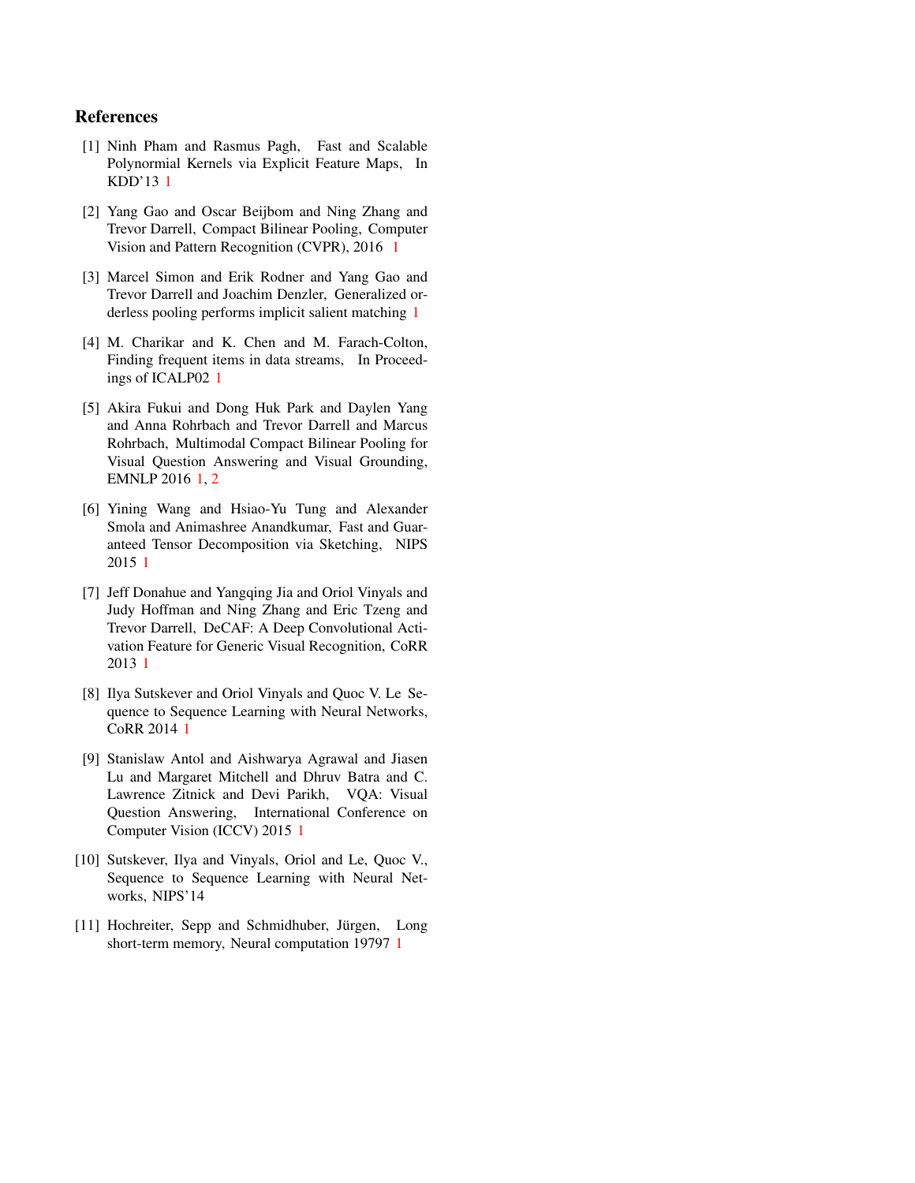## References

[1] Ninh Pham and Rasmus Pagh, Fast and Scalable Polynormial Kernels via Explicit Feature Maps, In KDD'13 1

[2] Yang Gao and Oscar Beijbom and Ning Zhang and Trevor Darrell, Compact Bilinear Pooling, Computer Vision and Pattern Recognition (CVPR), 2016 1

[3] Marcel Simon and Erik Rodner and Yang Gao and Trevor Darrell and Joachim Denzler, Generalized orderless pooling performs implicit salient matching 1

[4] M. Charikar and K. Chen and M. Farach-Colton, Finding frequent items in data streams, In Proceedings of ICALP02 1

[5] Akira Fukui and Dong Huk Park and Daylen Yang and Anna Rohrbach and Trevor Darrell and Marcus Rohrbach, Multimodal Compact Bilinear Pooling for Visual Question Answering and Visual Grounding, EMNLP 2016 1, 2

[6] Yining Wang and Hsiao-Yu Tung and Alexander Smola and Animashree Anandkumar, Fast and Guaranteed Tensor Decomposition via Sketching, NIPS 2015 1

[7] Jeff Donahue and Yangqing Jia and Oriol Vinyals and Judy Hoffman and Ning Zhang and Eric Tzeng and Trevor Darrell, DeCAF: A Deep Convolutional Activation Feature for Generic Visual Recognition, CoRR 2013 1

[8] Ilya Sutskever and Oriol Vinyals and Quoc V. Le Sequence to Sequence Learning with Neural Networks, CoRR 2014 1

[9] Stanislaw Antol and Aishwarya Agrawal and Jiasen Lu and Margaret Mitchell and Dhruv Batra and C. Lawrence Zitnick and Devi Parikh, VQA: Visual Question Answering, International Conference on Computer Vision (ICCV) 2015 1

[10] Sutskever, Ilya and Vinyals, Oriol and Le, Quoc V., Sequence to Sequence Learning with Neural Networks, NIPS'14

[11] Hochreiter, Sepp and Schmidhuber, Jürgen, Long short-term memory, Neural computation 19797 1